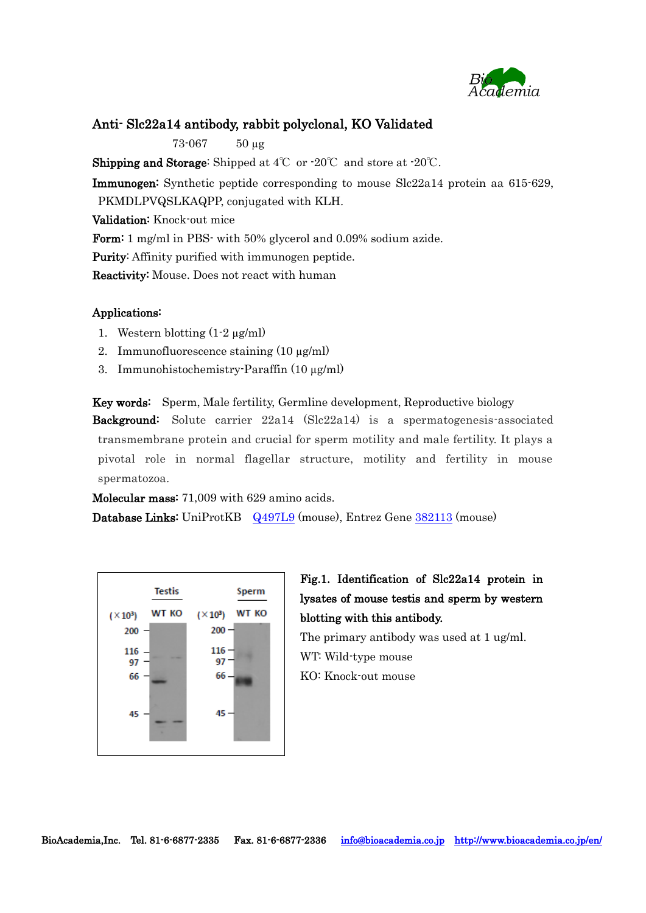# Anti- Slc22a14 antibody, rabbit polyclonal, KO Validated

73-067 50 μg

**Shipping and Storage**: Shipped at 4℃ or -20℃ and store at -20℃.

**Immunogen:** Synthetic peptide corresponding to mouse Slc22a14 protein aa 615-629, PKMDLPVQSLKAQPP, conjugated with KLH.

**Validation:** Knock-out mice

**Form:** 1 mg/ml in PBS- with 50% glycerol and 0.09% sodium azide.

**Purity**: Affinity purified with immunogen peptide.

**Reactivity:** Mouse. Does not react with human

## Applications:

1. Western blotting (1-2 μg/ml)
2. Immunofluorescence staining (10 μg/ml)
3. Immunohistochemistry-Paraffin (10 μg/ml)

**Key words:** Sperm, Male fertility, Germline development, Reproductive biology

**Background:** Solute carrier 22a14 (Slc22a14) is a spermatogenesis-associated transmembrane protein and crucial for sperm motility and male fertility. It plays a pivotal role in normal flagellar structure, motility and fertility in mouse spermatozoa.

**Molecular mass:** 71,009 with 629 amino acids.

**Database Links:** UniProtKB Q497L9 (mouse), Entrez Gene 382113 (mouse)

**Fig.1. Identification of Slc22a14 protein in lysates of mouse testis and sperm by western blotting with this antibody.**

The primary antibody was used at 1 ug/ml.

WT: Wild-type mouse

KO: Knock-out mouse

BioAcademia,Inc. Tel. 81-6-6877-2335 Fax. 81-6-6877-2336 info@bioacademia.co.jp http://www.bioacademia.co.jp/en/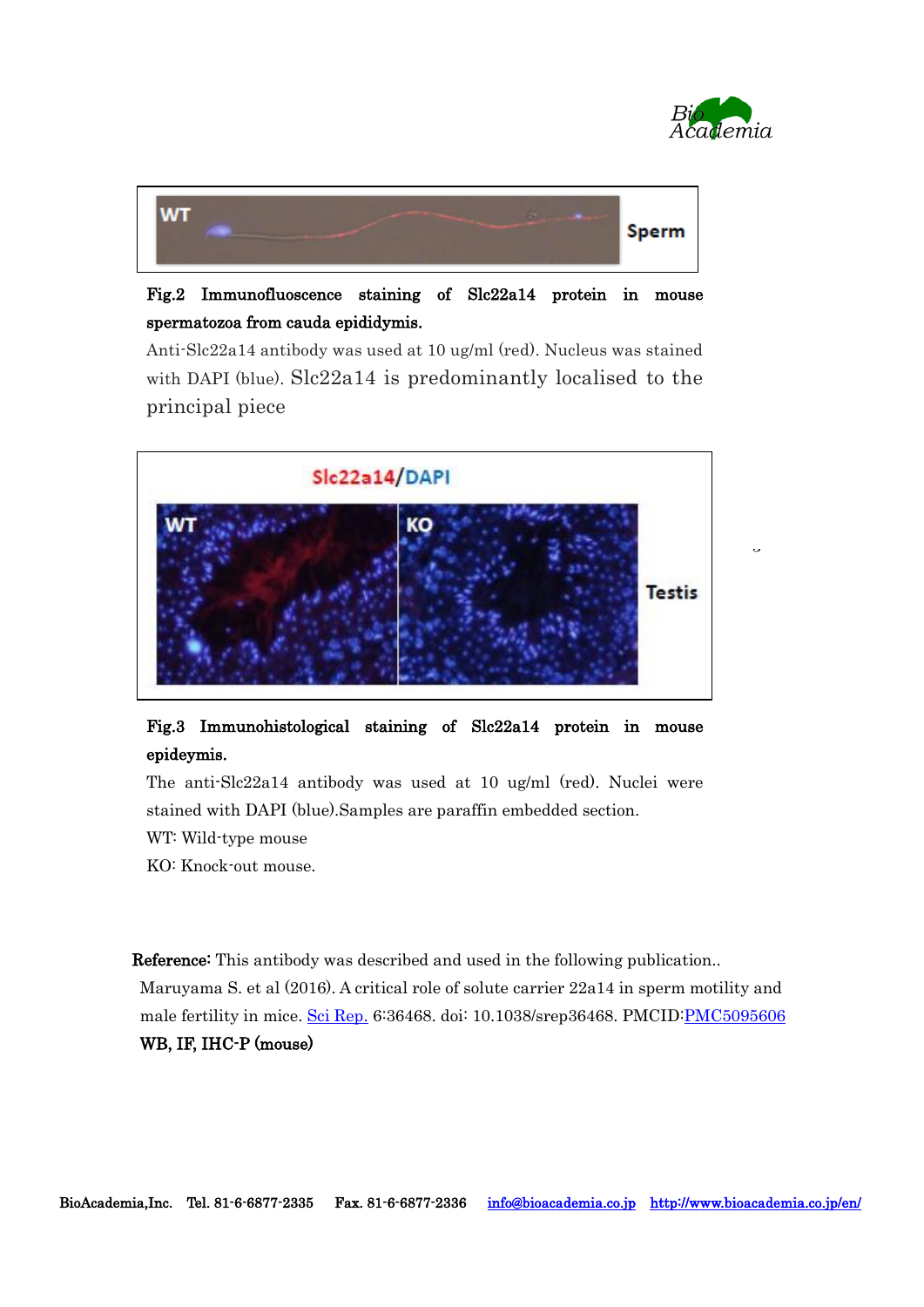WT

Sperm

**Fig.2 Immunofluoscence staining of Slc22a14 protein in mouse spermatozoa from cauda epididymis.**

Anti-Slc22a14 antibody was used at 10 ug/ml (red). Nucleus was stained with DAPI (blue). Slc22a14 is predominantly localised to the principal piece

Slc22a14/DAPI

WT

KO

Testis

**Fig.3 Immunohistological staining of Slc22a14 protein in mouse epideymis.**

The anti-Slc22a14 antibody was used at 10 ug/ml (red). Nuclei were stained with DAPI (blue).Samples are paraffin embedded section.

WT: Wild-type mouse

KO: Knock-out mouse.

**Reference:** This antibody was described and used in the following publication..

Maruyama S. et al (2016). A critical role of solute carrier 22a14 in sperm motility and male fertility in mice. Sci Rep. 6:36468. doi: 10.1038/srep36468. PMCID:PMC5095606

**WB, IF, IHC-P (mouse)**

BioAcademia,Inc. Tel. 81-6-6877-2335 Fax. 81-6-6877-2336 info@bioacademia.co.jp http://www.bioacademia.co.jp/en/